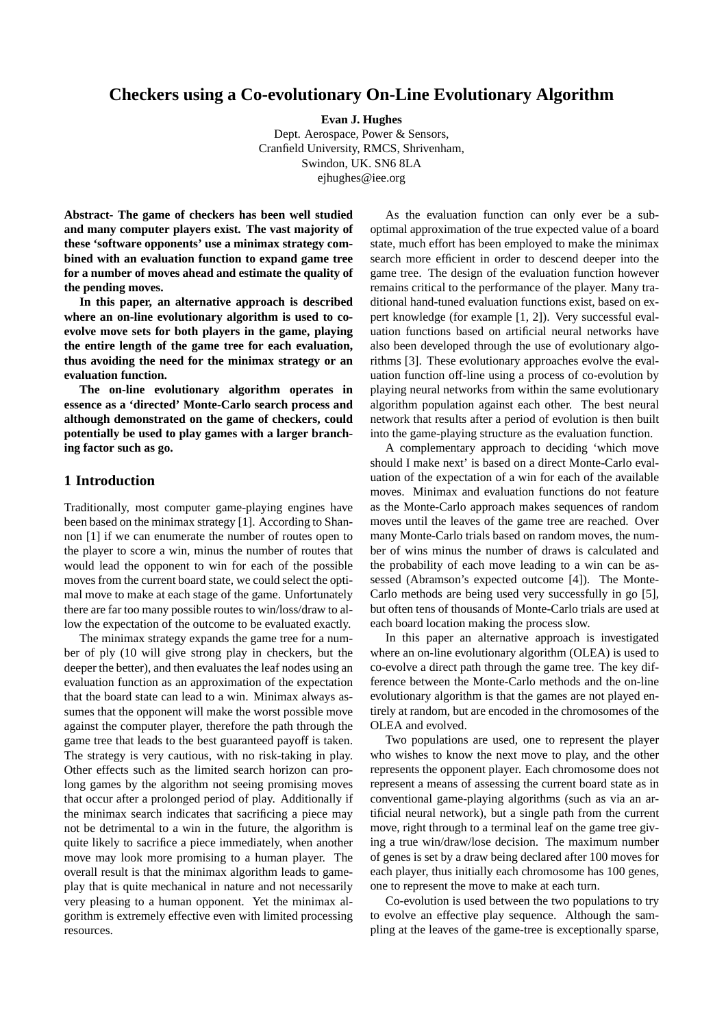# Checkers using a Co-evolutionary On-Line Evolutionary Algorithm

**Evan J. Hughes**
Dept. Aerospace, Power & Sensors,
Cranfield University, RMCS, Shrivenham,
Swindon, UK. SN6 8LA
ejhughes@iee.org

**Abstract- The game of checkers has been well studied and many computer players exist. The vast majority of these 'software opponents' use a minimax strategy combined with an evaluation function to expand game tree for a number of moves ahead and estimate the quality of the pending moves.**

**In this paper, an alternative approach is described where an on-line evolutionary algorithm is used to co-evolve move sets for both players in the game, playing the entire length of the game tree for each evaluation, thus avoiding the need for the minimax strategy or an evaluation function.**

**The on-line evolutionary algorithm operates in essence as a 'directed' Monte-Carlo search process and although demonstrated on the game of checkers, could potentially be used to play games with a larger branching factor such as go.**

## 1 Introduction

Traditionally, most computer game-playing engines have been based on the minimax strategy [1]. According to Shannon [1] if we can enumerate the number of routes open to the player to score a win, minus the number of routes that would lead the opponent to win for each of the possible moves from the current board state, we could select the optimal move to make at each stage of the game. Unfortunately there are far too many possible routes to win/loss/draw to allow the expectation of the outcome to be evaluated exactly.

The minimax strategy expands the game tree for a number of ply (10 will give strong play in checkers, but the deeper the better), and then evaluates the leaf nodes using an evaluation function as an approximation of the expectation that the board state can lead to a win. Minimax always assumes that the opponent will make the worst possible move against the computer player, therefore the path through the game tree that leads to the best guaranteed payoff is taken. The strategy is very cautious, with no risk-taking in play. Other effects such as the limited search horizon can prolong games by the algorithm not seeing promising moves that occur after a prolonged period of play. Additionally if the minimax search indicates that sacrificing a piece may not be detrimental to a win in the future, the algorithm is quite likely to sacrifice a piece immediately, when another move may look more promising to a human player. The overall result is that the minimax algorithm leads to game-play that is quite mechanical in nature and not necessarily very pleasing to a human opponent. Yet the minimax algorithm is extremely effective even with limited processing resources.

As the evaluation function can only ever be a sub-optimal approximation of the true expected value of a board state, much effort has been employed to make the minimax search more efficient in order to descend deeper into the game tree. The design of the evaluation function however remains critical to the performance of the player. Many traditional hand-tuned evaluation functions exist, based on expert knowledge (for example [1, 2]). Very successful evaluation functions based on artificial neural networks have also been developed through the use of evolutionary algorithms [3]. These evolutionary approaches evolve the evaluation function off-line using a process of co-evolution by playing neural networks from within the same evolutionary algorithm population against each other. The best neural network that results after a period of evolution is then built into the game-playing structure as the evaluation function.

A complementary approach to deciding 'which move should I make next' is based on a direct Monte-Carlo evaluation of the expectation of a win for each of the available moves. Minimax and evaluation functions do not feature as the Monte-Carlo approach makes sequences of random moves until the leaves of the game tree are reached. Over many Monte-Carlo trials based on random moves, the number of wins minus the number of draws is calculated and the probability of each move leading to a win can be assessed (Abramson's expected outcome [4]). The Monte-Carlo methods are being used very successfully in go [5], but often tens of thousands of Monte-Carlo trials are used at each board location making the process slow.

In this paper an alternative approach is investigated where an on-line evolutionary algorithm (OLEA) is used to co-evolve a direct path through the game tree. The key difference between the Monte-Carlo methods and the on-line evolutionary algorithm is that the games are not played entirely at random, but are encoded in the chromosomes of the OLEA and evolved.

Two populations are used, one to represent the player who wishes to know the next move to play, and the other represents the opponent player. Each chromosome does not represent a means of assessing the current board state as in conventional game-playing algorithms (such as via an artificial neural network), but a single path from the current move, right through to a terminal leaf on the game tree giving a true win/draw/lose decision. The maximum number of genes is set by a draw being declared after 100 moves for each player, thus initially each chromosome has 100 genes, one to represent the move to make at each turn.

Co-evolution is used between the two populations to try to evolve an effective play sequence. Although the sampling at the leaves of the game-tree is exceptionally sparse,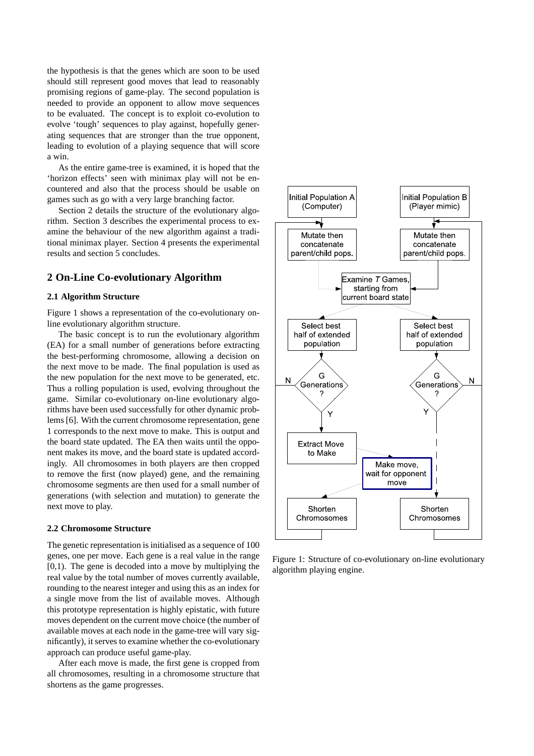the hypothesis is that the genes which are soon to be used should still represent good moves that lead to reasonably promising regions of game-play. The second population is needed to provide an opponent to allow move sequences to be evaluated. The concept is to exploit co-evolution to evolve 'tough' sequences to play against, hopefully generating sequences that are stronger than the true opponent, leading to evolution of a playing sequence that will score a win.

As the entire game-tree is examined, it is hoped that the 'horizon effects' seen with minimax play will not be encountered and also that the process should be usable on games such as go with a very large branching factor.

Section 2 details the structure of the evolutionary algorithm. Section 3 describes the experimental process to examine the behaviour of the new algorithm against a traditional minimax player. Section 4 presents the experimental results and section 5 concludes.

## 2 On-Line Co-evolutionary Algorithm

### 2.1 Algorithm Structure

Figure 1 shows a representation of the co-evolutionary on-line evolutionary algorithm structure.

The basic concept is to run the evolutionary algorithm (EA) for a small number of generations before extracting the best-performing chromosome, allowing a decision on the next move to be made. The final population is used as the new population for the next move to be generated, etc. Thus a rolling population is used, evolving throughout the game. Similar co-evolutionary on-line evolutionary algorithms have been used successfully for other dynamic problems [6]. With the current chromosome representation, gene 1 corresponds to the next move to make. This is output and the board state updated. The EA then waits until the opponent makes its move, and the board state is updated accordingly. All chromosomes in both players are then cropped to remove the first (now played) gene, and the remaining chromosome segments are then used for a small number of generations (with selection and mutation) to generate the next move to play.

### 2.2 Chromosome Structure

The genetic representation is initialised as a sequence of 100 genes, one per move. Each gene is a real value in the range [0,1). The gene is decoded into a move by multiplying the real value by the total number of moves currently available, rounding to the nearest integer and using this as an index for a single move from the list of available moves. Although this prototype representation is highly epistatic, with future moves dependent on the current move choice (the number of available moves at each node in the game-tree will vary significantly), it serves to examine whether the co-evolutionary approach can produce useful game-play.

After each move is made, the first gene is cropped from all chromosomes, resulting in a chromosome structure that shortens as the game progresses.

Figure 1: Structure of co-evolutionary on-line evolutionary algorithm playing engine.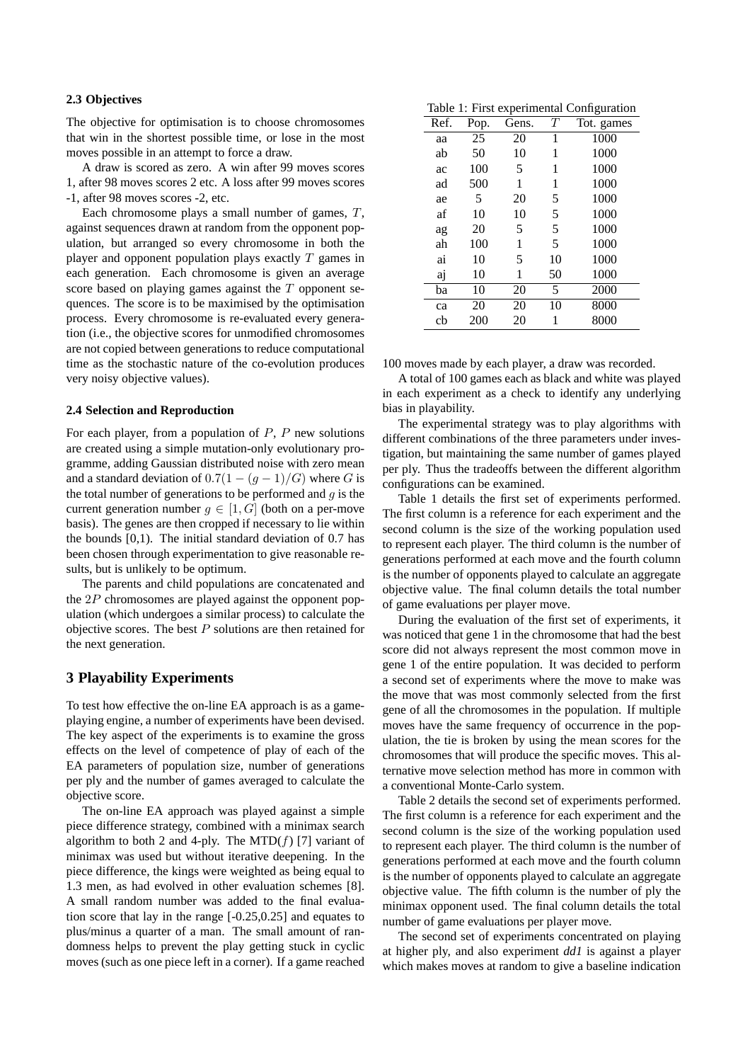### 2.3 Objectives

The objective for optimisation is to choose chromosomes that win in the shortest possible time, or lose in the most moves possible in an attempt to force a draw.

A draw is scored as zero. A win after 99 moves scores 1, after 98 moves scores 2 etc. A loss after 99 moves scores -1, after 98 moves scores -2, etc.

Each chromosome plays a small number of games, $T$, against sequences drawn at random from the opponent population, but arranged so every chromosome in both the player and opponent population plays exactly $T$ games in each generation. Each chromosome is given an average score based on playing games against the $T$ opponent sequences. The score is to be maximised by the optimisation process. Every chromosome is re-evaluated every generation (i.e., the objective scores for unmodified chromosomes are not copied between generations to reduce computational time as the stochastic nature of the co-evolution produces very noisy objective values).

### 2.4 Selection and Reproduction

For each player, from a population of $P$, $P$ new solutions are created using a simple mutation-only evolutionary programme, adding Gaussian distributed noise with zero mean and a standard deviation of $0.7(1 - (g - 1)/G)$ where $G$ is the total number of generations to be performed and $g$ is the current generation number $g \in [1, G]$ (both on a per-move basis). The genes are then cropped if necessary to lie within the bounds [0,1). The initial standard deviation of 0.7 has been chosen through experimentation to give reasonable results, but is unlikely to be optimum.

The parents and child populations are concatenated and the $2P$ chromosomes are played against the opponent population (which undergoes a similar process) to calculate the objective scores. The best $P$ solutions are then retained for the next generation.

## 3 Playability Experiments

To test how effective the on-line EA approach is as a game-playing engine, a number of experiments have been devised. The key aspect of the experiments is to examine the gross effects on the level of competence of play of each of the EA parameters of population size, number of generations per ply and the number of games averaged to calculate the objective score.

The on-line EA approach was played against a simple piece difference strategy, combined with a minimax search algorithm to both 2 and 4-ply. The MTD($f$) [7] variant of minimax was used but without iterative deepening. In the piece difference, the kings were weighted as being equal to 1.3 men, as had evolved in other evaluation schemes [8]. A small random number was added to the final evaluation score that lay in the range [-0.25,0.25] and equates to plus/minus a quarter of a man. The small amount of randomness helps to prevent the play getting stuck in cyclic moves (such as one piece left in a corner). If a game reached 100 moves made by each player, a draw was recorded.

Table 1: First experimental Configuration

| Ref. | Pop. | Gens. | $T$ | Tot. games |
|---|---|---|---|---|
| aa | 25 | 20 | 1 | 1000 |
| ab | 50 | 10 | 1 | 1000 |
| ac | 100 | 5 | 1 | 1000 |
| ad | 500 | 1 | 1 | 1000 |
| ae | 5 | 20 | 5 | 1000 |
| af | 10 | 10 | 5 | 1000 |
| ag | 20 | 5 | 5 | 1000 |
| ah | 100 | 1 | 5 | 1000 |
| ai | 10 | 5 | 10 | 1000 |
| aj | 10 | 1 | 50 | 1000 |
| ba | 10 | 20 | 5 | 2000 |
| ca | 20 | 20 | 10 | 8000 |
| cb | 200 | 20 | 1 | 8000 |

A total of 100 games each as black and white was played in each experiment as a check to identify any underlying bias in playability.

The experimental strategy was to play algorithms with different combinations of the three parameters under investigation, but maintaining the same number of games played per ply. Thus the tradeoffs between the different algorithm configurations can be examined.

Table 1 details the first set of experiments performed. The first column is a reference for each experiment and the second column is the size of the working population used to represent each player. The third column is the number of generations performed at each move and the fourth column is the number of opponents played to calculate an aggregate objective value. The final column details the total number of game evaluations per player move.

During the evaluation of the first set of experiments, it was noticed that gene 1 in the chromosome that had the best score did not always represent the most common move in gene 1 of the entire population. It was decided to perform a second set of experiments where the move to make was the move that was most commonly selected from the first gene of all the chromosomes in the population. If multiple moves have the same frequency of occurrence in the population, the tie is broken by using the mean scores for the chromosomes that will produce the specific moves. This alternative move selection method has more in common with a conventional Monte-Carlo system.

Table 2 details the second set of experiments performed. The first column is a reference for each experiment and the second column is the size of the working population used to represent each player. The third column is the number of generations performed at each move and the fourth column is the number of opponents played to calculate an aggregate objective value. The fifth column is the number of ply the minimax opponent used. The final column details the total number of game evaluations per player move.

The second set of experiments concentrated on playing at higher ply, and also experiment *dd1* is against a player which makes moves at random to give a baseline indication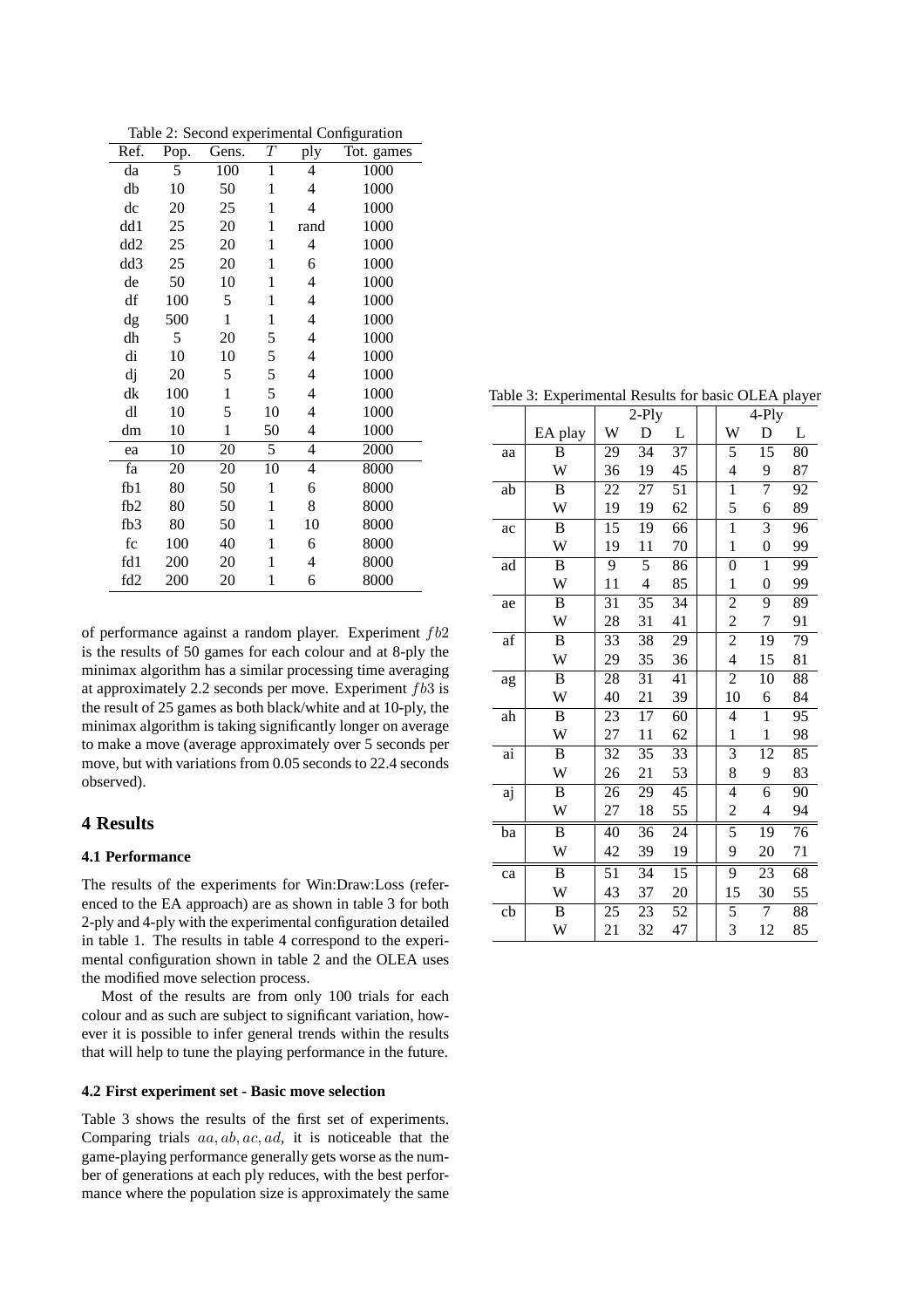Table 2: Second experimental Configuration

| Ref. | Pop. | Gens. | $T$ | ply | Tot. games |
|---|---|---|---|---|---|
| da | 5 | 100 | 1 | 4 | 1000 |
| db | 10 | 50 | 1 | 4 | 1000 |
| dc | 20 | 25 | 1 | 4 | 1000 |
| dd1 | 25 | 20 | 1 | rand | 1000 |
| dd2 | 25 | 20 | 1 | 4 | 1000 |
| dd3 | 25 | 20 | 1 | 6 | 1000 |
| de | 50 | 10 | 1 | 4 | 1000 |
| df | 100 | 5 | 1 | 4 | 1000 |
| dg | 500 | 1 | 1 | 4 | 1000 |
| dh | 5 | 20 | 5 | 4 | 1000 |
| di | 10 | 10 | 5 | 4 | 1000 |
| dj | 20 | 5 | 5 | 4 | 1000 |
| dk | 100 | 1 | 5 | 4 | 1000 |
| dl | 10 | 5 | 10 | 4 | 1000 |
| dm | 10 | 1 | 50 | 4 | 1000 |
| ea | 10 | 20 | 5 | 4 | 2000 |
| fa | 20 | 20 | 10 | 4 | 8000 |
| fb1 | 80 | 50 | 1 | 6 | 8000 |
| fb2 | 80 | 50 | 1 | 8 | 8000 |
| fb3 | 80 | 50 | 1 | 10 | 8000 |
| fc | 100 | 40 | 1 | 6 | 8000 |
| fd1 | 200 | 20 | 1 | 4 | 8000 |
| fd2 | 200 | 20 | 1 | 6 | 8000 |

of performance against a random player. Experiment $fb2$ is the results of 50 games for each colour and at 8-ply the minimax algorithm has a similar processing time averaging at approximately 2.2 seconds per move. Experiment $fb3$ is the result of 25 games as both black/white and at 10-ply, the minimax algorithm is taking significantly longer on average to make a move (average approximately over 5 seconds per move, but with variations from 0.05 seconds to 22.4 seconds observed).

## 4 Results

### 4.1 Performance

The results of the experiments for Win:Draw:Loss (referenced to the EA approach) are as shown in table 3 for both 2-ply and 4-ply with the experimental configuration detailed in table 1. The results in table 4 correspond to the experimental configuration shown in table 2 and the OLEA uses the modified move selection process.

Most of the results are from only 100 trials for each colour and as such are subject to significant variation, however it is possible to infer general trends within the results that will help to tune the playing performance in the future.

### 4.2 First experiment set - Basic move selection

Table 3 shows the results of the first set of experiments. Comparing trials $aa, ab, ac, ad$, it is noticeable that the game-playing performance generally gets worse as the number of generations at each ply reduces, with the best performance where the population size is approximately the same

Table 3: Experimental Results for basic OLEA player

| | | 2-Ply | | | 4-Ply | | |
|---|---|---|---|---|---|---|---|
| | EA play | W | D | L | W | D | L |
| aa | B | 29 | 34 | 37 | 5 | 15 | 80 |
| | W | 36 | 19 | 45 | 4 | 9 | 87 |
| ab | B | 22 | 27 | 51 | 1 | 7 | 92 |
| | W | 19 | 19 | 62 | 5 | 6 | 89 |
| ac | B | 15 | 19 | 66 | 1 | 3 | 96 |
| | W | 19 | 11 | 70 | 1 | 0 | 99 |
| ad | B | 9 | 5 | 86 | 0 | 1 | 99 |
| | W | 11 | 4 | 85 | 1 | 0 | 99 |
| ae | B | 31 | 35 | 34 | 2 | 9 | 89 |
| | W | 28 | 31 | 41 | 2 | 7 | 91 |
| af | B | 33 | 38 | 29 | 2 | 19 | 79 |
| | W | 29 | 35 | 36 | 4 | 15 | 81 |
| ag | B | 28 | 31 | 41 | 2 | 10 | 88 |
| | W | 40 | 21 | 39 | 10 | 6 | 84 |
| ah | B | 23 | 17 | 60 | 4 | 1 | 95 |
| | W | 27 | 11 | 62 | 1 | 1 | 98 |
| ai | B | 32 | 35 | 33 | 3 | 12 | 85 |
| | W | 26 | 21 | 53 | 8 | 9 | 83 |
| aj | B | 26 | 29 | 45 | 4 | 6 | 90 |
| | W | 27 | 18 | 55 | 2 | 4 | 94 |
| ba | B | 40 | 36 | 24 | 5 | 19 | 76 |
| | W | 42 | 39 | 19 | 9 | 20 | 71 |
| ca | B | 51 | 34 | 15 | 9 | 23 | 68 |
| | W | 43 | 37 | 20 | 15 | 30 | 55 |
| cb | B | 25 | 23 | 52 | 5 | 7 | 88 |
| | W | 21 | 32 | 47 | 3 | 12 | 85 |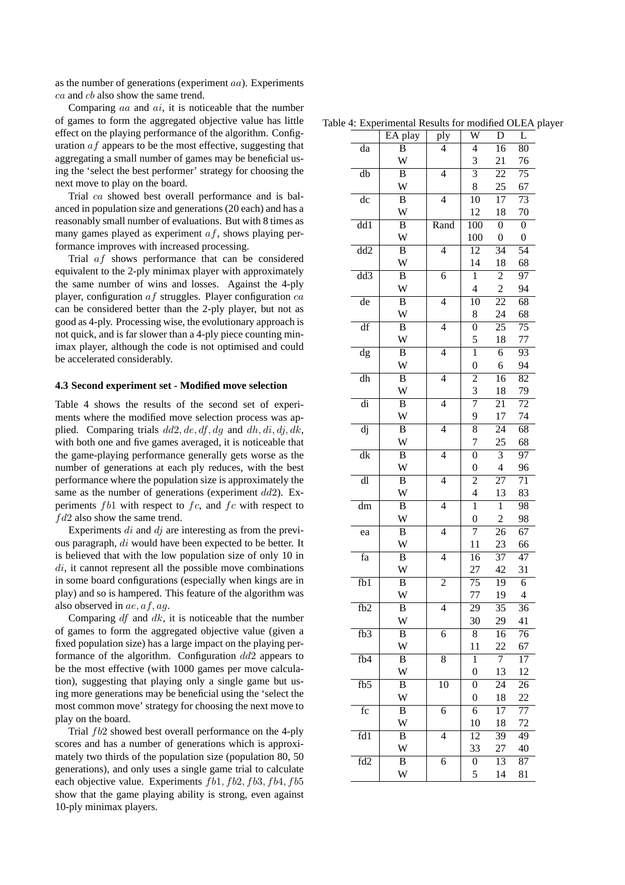as the number of generations (experiment $aa$). Experiments $ca$ and $cb$ also show the same trend.

Comparing $aa$ and $ai$, it is noticeable that the number of games to form the aggregated objective value has little effect on the playing performance of the algorithm. Configuration $af$ appears to be the most effective, suggesting that aggregating a small number of games may be beneficial using the 'select the best performer' strategy for choosing the next move to play on the board.

Trial $ca$ showed best overall performance and is balanced in population size and generations (20 each) and has a reasonably small number of evaluations. But with 8 times as many games played as experiment $af$, shows playing performance improves with increased processing.

Trial $af$ shows performance that can be considered equivalent to the 2-ply minimax player with approximately the same number of wins and losses. Against the 4-ply player, configuration $af$ struggles. Player configuration $ca$ can be considered better than the 2-ply player, but not as good as 4-ply. Processing wise, the evolutionary approach is not quick, and is far slower than a 4-ply piece counting minimax player, although the code is not optimised and could be accelerated considerably.

### 4.3 Second experiment set - Modified move selection

Table 4 shows the results of the second set of experiments where the modified move selection process was applied. Comparing trials $dd2, de, df, dg$ and $dh, di, dj, dk$, with both one and five games averaged, it is noticeable that the game-playing performance generally gets worse as the number of generations at each ply reduces, with the best performance where the population size is approximately the same as the number of generations (experiment $dd2$). Experiments $fb1$ with respect to $fc$, and $fc$ with respect to $fd2$ also show the same trend.

Experiments $di$ and $dj$ are interesting as from the previous paragraph, $di$ would have been expected to be better. It is believed that with the low population size of only 10 in $di$, it cannot represent all the possible move combinations in some board configurations (especially when kings are in play) and so is hampered. This feature of the algorithm was also observed in $ae, af, ag$.

Comparing $df$ and $dk$, it is noticeable that the number of games to form the aggregated objective value (given a fixed population size) has a large impact on the playing performance of the algorithm. Configuration $dd2$ appears to be the most effective (with 1000 games per move calculation), suggesting that playing only a single game but using more generations may be beneficial using the 'select the most common move' strategy for choosing the next move to play on the board.

Trial $fb2$ showed best overall performance on the 4-ply scores and has a number of generations which is approximately two thirds of the population size (population 80, 50 generations), and only uses a single game trial to calculate each objective value. Experiments $fb1, fb2, fb3, fb4, fb5$ show that the game playing ability is strong, even against 10-ply minimax players.

Table 4: Experimental Results for modified OLEA player

| | EA play | ply | W | D | L |
|---|---|---|---|---|---|
| da | B | 4 | 4 | 16 | 80 |
| | W | | 3 | 21 | 76 |
| db | B | 4 | 3 | 22 | 75 |
| | W | | 8 | 25 | 67 |
| dc | B | 4 | 10 | 17 | 73 |
| | W | | 12 | 18 | 70 |
| dd1 | B | Rand | 100 | 0 | 0 |
| | W | | 100 | 0 | 0 |
| dd2 | B | 4 | 12 | 34 | 54 |
| | W | | 14 | 18 | 68 |
| dd3 | B | 6 | 1 | 2 | 97 |
| | W | | 4 | 2 | 94 |
| de | B | 4 | 10 | 22 | 68 |
| | W | | 8 | 24 | 68 |
| df | B | 4 | 0 | 25 | 75 |
| | W | | 5 | 18 | 77 |
| dg | B | 4 | 1 | 6 | 93 |
| | W | | 0 | 6 | 94 |
| dh | B | 4 | 2 | 16 | 82 |
| | W | | 3 | 18 | 79 |
| di | B | 4 | 7 | 21 | 72 |
| | W | | 9 | 17 | 74 |
| dj | B | 4 | 8 | 24 | 68 |
| | W | | 7 | 25 | 68 |
| dk | B | 4 | 0 | 3 | 97 |
| | W | | 0 | 4 | 96 |
| dl | B | 4 | 2 | 27 | 71 |
| | W | | 4 | 13 | 83 |
| dm | B | 4 | 1 | 1 | 98 |
| | W | | 0 | 2 | 98 |
| ea | B | 4 | 7 | 26 | 67 |
| | W | | 11 | 23 | 66 |
| fa | B | 4 | 16 | 37 | 47 |
| | W | | 27 | 42 | 31 |
| fb1 | B | 2 | 75 | 19 | 6 |
| | W | | 77 | 19 | 4 |
| fb2 | B | 4 | 29 | 35 | 36 |
| | W | | 30 | 29 | 41 |
| fb3 | B | 6 | 8 | 16 | 76 |
| | W | | 11 | 22 | 67 |
| fb4 | B | 8 | 1 | 7 | 17 |
| | W | | 0 | 13 | 12 |
| fb5 | B | 10 | 0 | 24 | 26 |
| | W | | 0 | 18 | 22 |
| fc | B | 6 | 6 | 17 | 77 |
| | W | | 10 | 18 | 72 |
| fd1 | B | 4 | 12 | 39 | 49 |
| | W | | 33 | 27 | 40 |
| fd2 | B | 6 | 0 | 13 | 87 |
| | W | | 5 | 14 | 81 |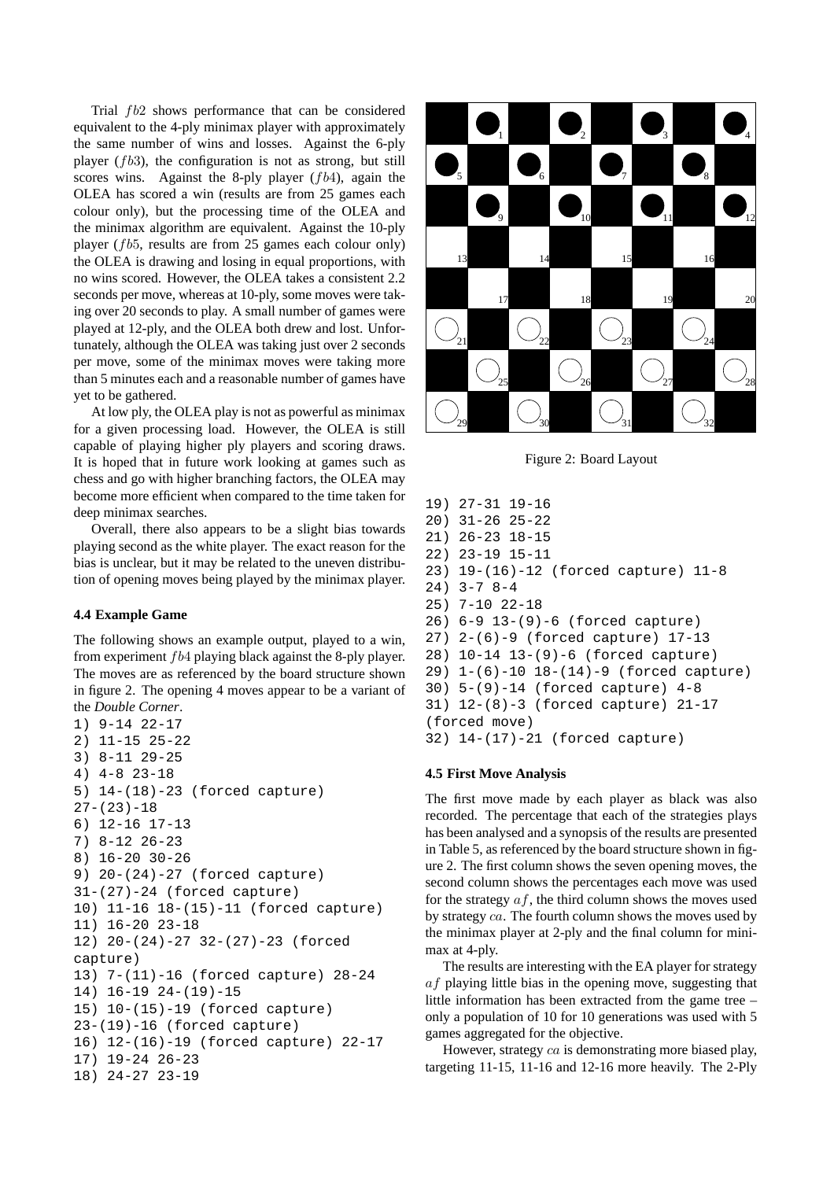Trial $fb2$ shows performance that can be considered equivalent to the 4-ply minimax player with approximately the same number of wins and losses. Against the 6-ply player ($fb3$), the configuration is not as strong, but still scores wins. Against the 8-ply player ($fb4$), again the OLEA has scored a win (results are from 25 games each colour only), but the processing time of the OLEA and the minimax algorithm are equivalent. Against the 10-ply player ($fb5$, results are from 25 games each colour only) the OLEA is drawing and losing in equal proportions, with no wins scored. However, the OLEA takes a consistent 2.2 seconds per move, whereas at 10-ply, some moves were taking over 20 seconds to play. A small number of games were played at 12-ply, and the OLEA both drew and lost. Unfortunately, although the OLEA was taking just over 2 seconds per move, some of the minimax moves were taking more than 5 minutes each and a reasonable number of games have yet to be gathered.

At low ply, the OLEA play is not as powerful as minimax for a given processing load. However, the OLEA is still capable of playing higher ply players and scoring draws. It is hoped that in future work looking at games such as chess and go with higher branching factors, the OLEA may become more efficient when compared to the time taken for deep minimax searches.

Overall, there also appears to be a slight bias towards playing second as the white player. The exact reason for the bias is unclear, but it may be related to the uneven distribution of opening moves being played by the minimax player.

### 4.4 Example Game

The following shows an example output, played to a win, from experiment $fb4$ playing black against the 8-ply player. The moves are as referenced by the board structure shown in figure 2. The opening 4 moves appear to be a variant of the *Double Corner*.

```
1) 9-14 22-17
2) 11-15 25-22
3) 8-11 29-25
4) 4-8 23-18
5) 14-(18)-23 (forced capture)
27-(23)-18
6) 12-16 17-13
7) 8-12 26-23
8) 16-20 30-26
9) 20-(24)-27 (forced capture)
31-(27)-24 (forced capture)
10) 11-16 18-(15)-11 (forced capture)
11) 16-20 23-18
12) 20-(24)-27 32-(27)-23 (forced
capture)
13) 7-(11)-16 (forced capture) 28-24
14) 16-19 24-(19)-15
15) 10-(15)-19 (forced capture)
23-(19)-16 (forced capture)
16) 12-(16)-19 (forced capture) 22-17
17) 19-24 26-23
18) 24-27 23-19
19) 27-31 19-16
20) 31-26 25-22
21) 26-23 18-15
22) 23-19 15-11
23) 19-(16)-12 (forced capture) 11-8
24) 3-7 8-4
25) 7-10 22-18
26) 6-9 13-(9)-6 (forced capture)
27) 2-(6)-9 (forced capture) 17-13
28) 10-14 13-(9)-6 (forced capture)
29) 1-(6)-10 18-(14)-9 (forced capture)
30) 5-(9)-14 (forced capture) 4-8
31) 12-(8)-3 (forced capture) 21-17
(forced move)
32) 14-(17)-21 (forced capture)
```

Figure 2: Board Layout

### 4.5 First Move Analysis

The first move made by each player as black was also recorded. The percentage that each of the strategies plays has been analysed and a synopsis of the results are presented in Table 5, as referenced by the board structure shown in figure 2. The first column shows the seven opening moves, the second column shows the percentages each move was used for the strategy $af$, the third column shows the moves used by strategy $ca$. The fourth column shows the moves used by the minimax player at 2-ply and the final column for minimax at 4-ply.

The results are interesting with the EA player for strategy $af$ playing little bias in the opening move, suggesting that little information has been extracted from the game tree – only a population of 10 for 10 generations was used with 5 games aggregated for the objective.

However, strategy $ca$ is demonstrating more biased play, targeting 11-15, 11-16 and 12-16 more heavily. The 2-Ply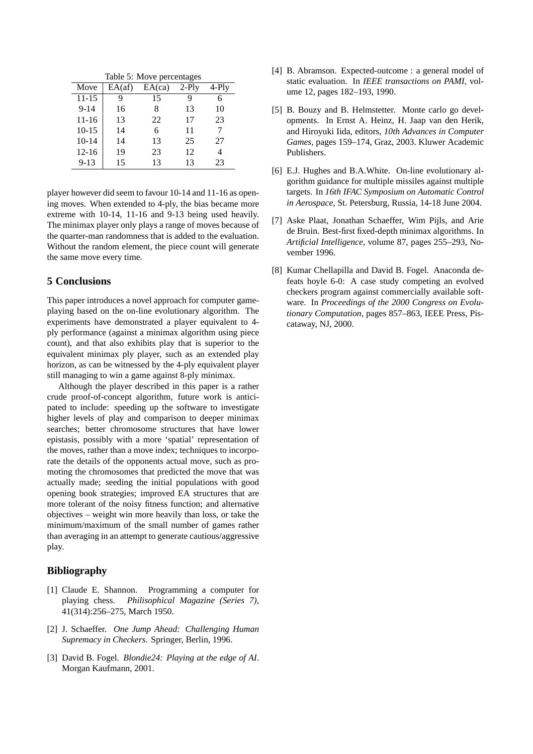Table 5: Move percentages

| Move | EA(af) | EA(ca) | 2-Ply | 4-Ply |
|---|---|---|---|---|
| 11-15 | 9 | 15 | 9 | 6 |
| 9-14 | 16 | 8 | 13 | 10 |
| 11-16 | 13 | 22 | 17 | 23 |
| 10-15 | 14 | 6 | 11 | 7 |
| 10-14 | 14 | 13 | 25 | 27 |
| 12-16 | 19 | 23 | 12 | 4 |
| 9-13 | 15 | 13 | 13 | 23 |

player however did seem to favour 10-14 and 11-16 as opening moves. When extended to 4-ply, the bias became more extreme with 10-14, 11-16 and 9-13 being used heavily. The minimax player only plays a range of moves because of the quarter-man randomness that is added to the evaluation. Without the random element, the piece count will generate the same move every time.

## 5 Conclusions

This paper introduces a novel approach for computer game-playing based on the on-line evolutionary algorithm. The experiments have demonstrated a player equivalent to 4-ply performance (against a minimax algorithm using piece count), and that also exhibits play that is superior to the equivalent minimax ply player, such as an extended play horizon, as can be witnessed by the 4-ply equivalent player still managing to win a game against 8-ply minimax.

Although the player described in this paper is a rather crude proof-of-concept algorithm, future work is anticipated to include: speeding up the software to investigate higher levels of play and comparison to deeper minimax searches; better chromosome structures that have lower epistasis, possibly with a more 'spatial' representation of the moves, rather than a move index; techniques to incorporate the details of the opponents actual move, such as promoting the chromosomes that predicted the move that was actually made; seeding the initial populations with good opening book strategies; improved EA structures that are more tolerant of the noisy fitness function; and alternative objectives – weight win more heavily than loss, or take the minimum/maximum of the small number of games rather than averaging in an attempt to generate cautious/aggressive play.

## Bibliography

[1] Claude E. Shannon. Programming a computer for playing chess. *Philisophical Magazine (Series 7)*, 41(314):256–275, March 1950.

[2] J. Schaeffer. *One Jump Ahead: Challenging Human Supremacy in Checkers*. Springer, Berlin, 1996.

[3] David B. Fogel. *Blondie24: Playing at the edge of AI*. Morgan Kaufmann, 2001.

[4] B. Abramson. Expected-outcome : a general model of static evaluation. In *IEEE transactions on PAMI*, volume 12, pages 182–193, 1990.

[5] B. Bouzy and B. Helmstetter. Monte carlo go developments. In Ernst A. Heinz, H. Jaap van den Herik, and Hiroyuki Iida, editors, *10th Advances in Computer Games*, pages 159–174, Graz, 2003. Kluwer Academic Publishers.

[6] E.J. Hughes and B.A.White. On-line evolutionary algorithm guidance for multiple missiles against multiple targets. In *16th IFAC Symposium on Automatic Control in Aerospace*, St. Petersburg, Russia, 14-18 June 2004.

[7] Aske Plaat, Jonathan Schaeffer, Wim Pijls, and Arie de Bruin. Best-first fixed-depth minimax algorithms. In *Artificial Intelligence*, volume 87, pages 255–293, November 1996.

[8] Kumar Chellapilla and David B. Fogel. Anaconda defeats hoyle 6-0: A case study competing an evolved checkers program against commercially available software. In *Proceedings of the 2000 Congress on Evolutionary Computation*, pages 857–863, IEEE Press, Piscataway, NJ, 2000.